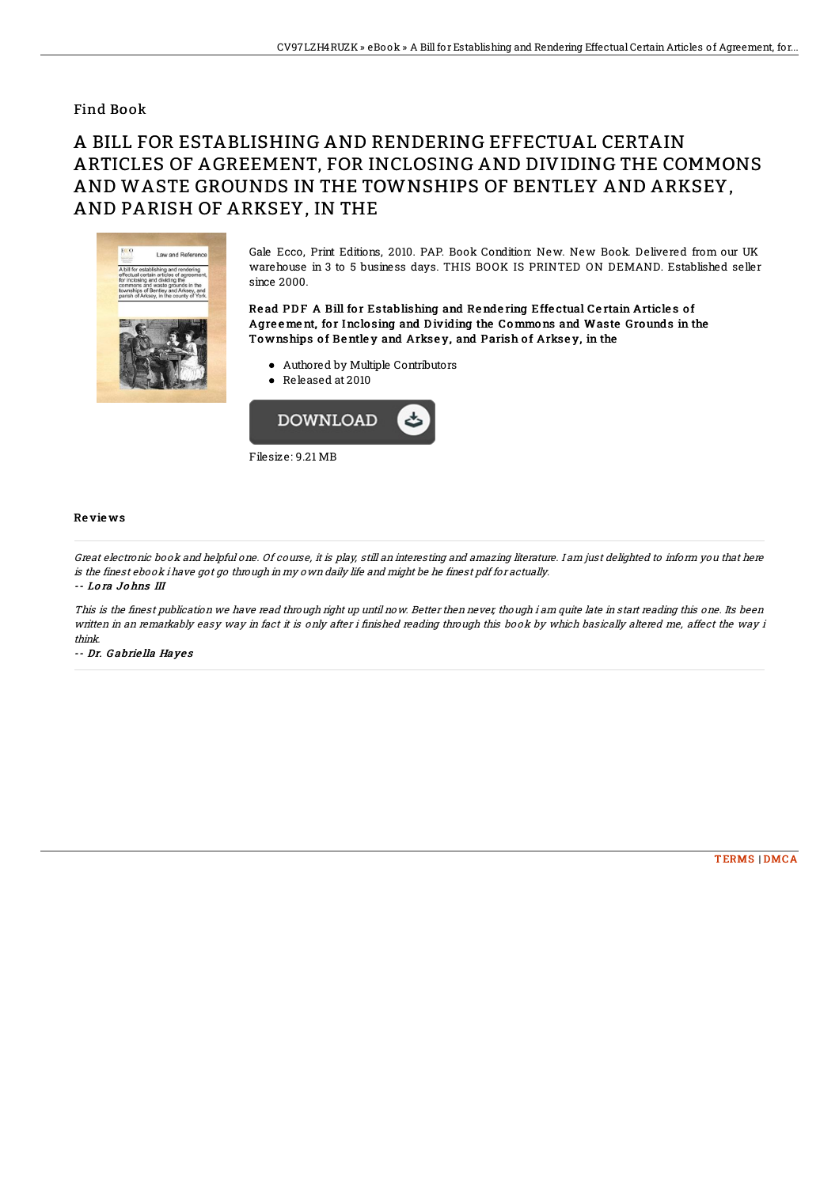Find Book

# A BILL FOR ESTABLISHING AND RENDERING EFFECTUAL CERTAIN ARTICLES OF AGREEMENT, FOR INCLOSING AND DIVIDING THE COMMONS AND WASTE GROUNDS IN THE TOWNSHIPS OF BENTLEY AND ARKSEY, AND PARISH OF ARKSEY, IN THE

Gale Ecco, Print Editions, 2010. PAP. Book Condition: New. New Book. Delivered from our UK warehouse in 3 to 5 business days. THIS BOOK IS PRINTED ON DEMAND. Established seller since 2000.

**Read PDF A Bill for Establishing and Rendering Effectual Certain Articles of Agreement, for Inclosing and Dividing the Commons and Waste Grounds in the Townships of Bentley and Arksey, and Parish of Arksey, in the**

- Authored by Multiple Contributors
- Released at 2010

DOWNLOAD

Filesize: 9.21 MB

## Reviews

*Great electronic book and helpful one. Of course, it is play, still an interesting and amazing literature. I am just delighted to inform you that here is the finest ebook i have got go through in my own daily life and might be he finest pdf for actually.*

-- Lora Johns III

*This is the finest publication we have read through right up until now. Better then never, though i am quite late in start reading this one. Its been written in an remarkably easy way in fact it is only after i finished reading through this book by which basically altered me, affect the way i think.*

-- Dr. Gabriella Hayes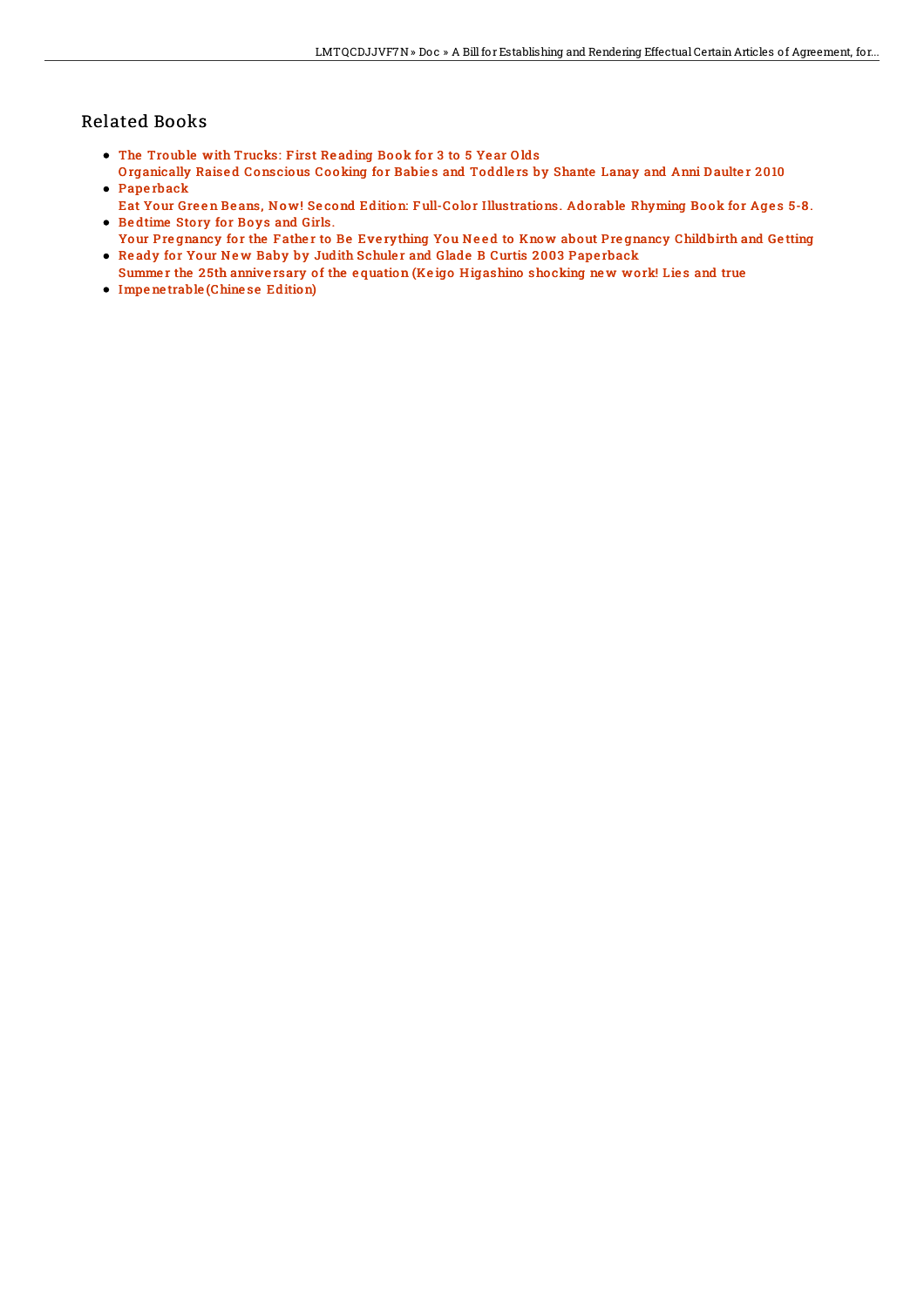## Related Books

- The Trouble with Trucks: First Reading Book for 3 to 5 Year Olds
- Organically Raised Conscious Cooking for Babies and Toddlers by Shante Lanay and Anni Daulter 2010 Paperback
- Eat Your Green Beans, Now! Second Edition: Full-Color Illustrations. Adorable Rhyming Book for Ages 5-8. Bedtime Story for Boys and Girls.
- Your Pregnancy for the Father to Be Everything You Need to Know about Pregnancy Childbirth and Getting Ready for Your New Baby by Judith Schuler and Glade B Curtis 2003 Paperback
- Summer the 25th anniversary of the equation (Keigo Higashino shocking new work! Lies and true Impenetrable(Chinese Edition)